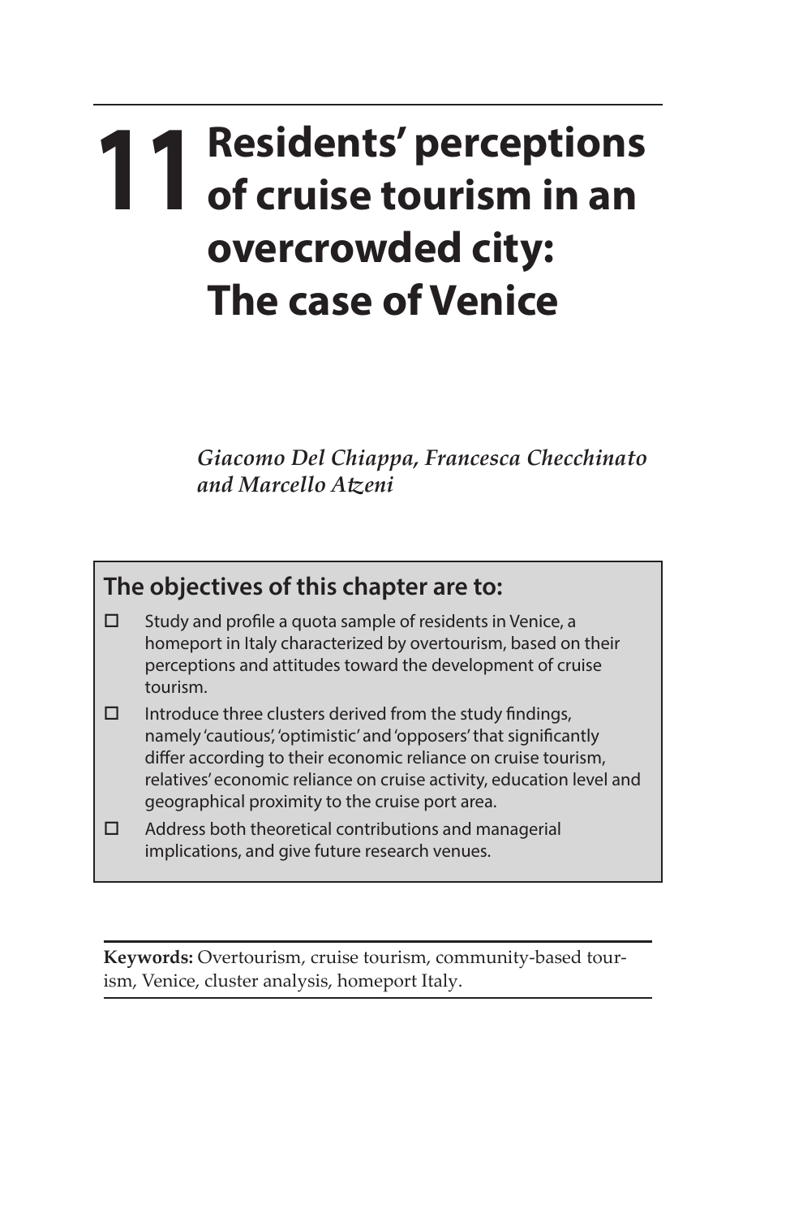# 11 Residents' perceptions of cruise tourism in an overcrowded city: The case of Venice

*Giacomo Del Chiappa, Francesca Checchinato and Marcello Atzeni*

## The objectives of this chapter are to:

- Study and profile a quota sample of residents in Venice, a homeport in Italy characterized by overtourism, based on their perceptions and attitudes toward the development of cruise tourism.
- Introduce three clusters derived from the study findings, namely 'cautious', 'optimistic' and 'opposers' that significantly differ according to their economic reliance on cruise tourism, relatives' economic reliance on cruise activity, education level and geographical proximity to the cruise port area.
- Address both theoretical contributions and managerial implications, and give future research venues.

**Keywords:** Overtourism, cruise tourism, community-based tourism, Venice, cluster analysis, homeport Italy.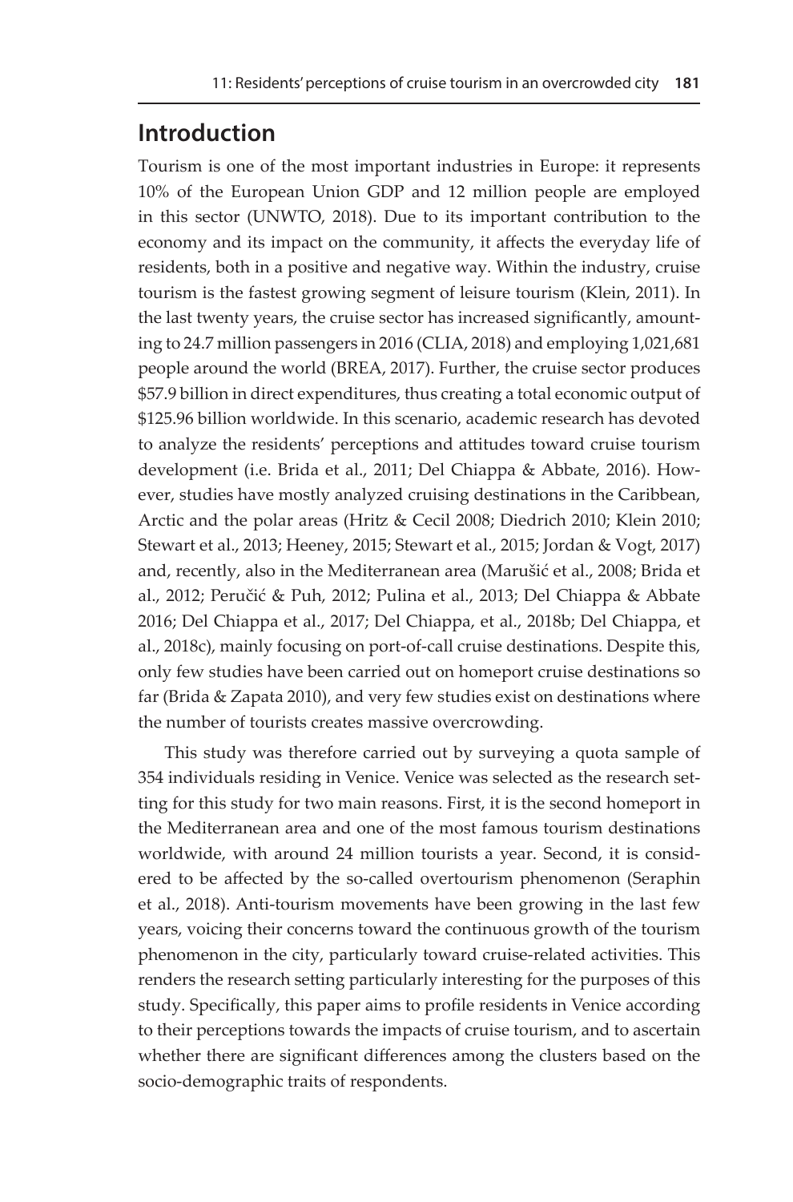## Introduction

Tourism is one of the most important industries in Europe: it represents 10% of the European Union GDP and 12 million people are employed in this sector (UNWTO, 2018). Due to its important contribution to the economy and its impact on the community, it affects the everyday life of residents, both in a positive and negative way. Within the industry, cruise tourism is the fastest growing segment of leisure tourism (Klein, 2011). In the last twenty years, the cruise sector has increased significantly, amounting to 24.7 million passengers in 2016 (CLIA, 2018) and employing 1,021,681 people around the world (BREA, 2017). Further, the cruise sector produces $57.9 billion in direct expenditures, thus creating a total economic output of $125.96 billion worldwide. In this scenario, academic research has devoted to analyze the residents' perceptions and attitudes toward cruise tourism development (i.e. Brida et al., 2011; Del Chiappa & Abbate, 2016). However, studies have mostly analyzed cruising destinations in the Caribbean, Arctic and the polar areas (Hritz & Cecil 2008; Diedrich 2010; Klein 2010; Stewart et al., 2013; Heeney, 2015; Stewart et al., 2015; Jordan & Vogt, 2017) and, recently, also in the Mediterranean area (Marušić et al., 2008; Brida et al., 2012; Peručić & Puh, 2012; Pulina et al., 2013; Del Chiappa & Abbate 2016; Del Chiappa et al., 2017; Del Chiappa, et al., 2018b; Del Chiappa, et al., 2018c), mainly focusing on port-of-call cruise destinations. Despite this, only few studies have been carried out on homeport cruise destinations so far (Brida & Zapata 2010), and very few studies exist on destinations where the number of tourists creates massive overcrowding.

This study was therefore carried out by surveying a quota sample of 354 individuals residing in Venice. Venice was selected as the research setting for this study for two main reasons. First, it is the second homeport in the Mediterranean area and one of the most famous tourism destinations worldwide, with around 24 million tourists a year. Second, it is considered to be affected by the so-called overtourism phenomenon (Seraphin et al., 2018). Anti-tourism movements have been growing in the last few years, voicing their concerns toward the continuous growth of the tourism phenomenon in the city, particularly toward cruise-related activities. This renders the research setting particularly interesting for the purposes of this study. Specifically, this paper aims to profile residents in Venice according to their perceptions towards the impacts of cruise tourism, and to ascertain whether there are significant differences among the clusters based on the socio-demographic traits of respondents.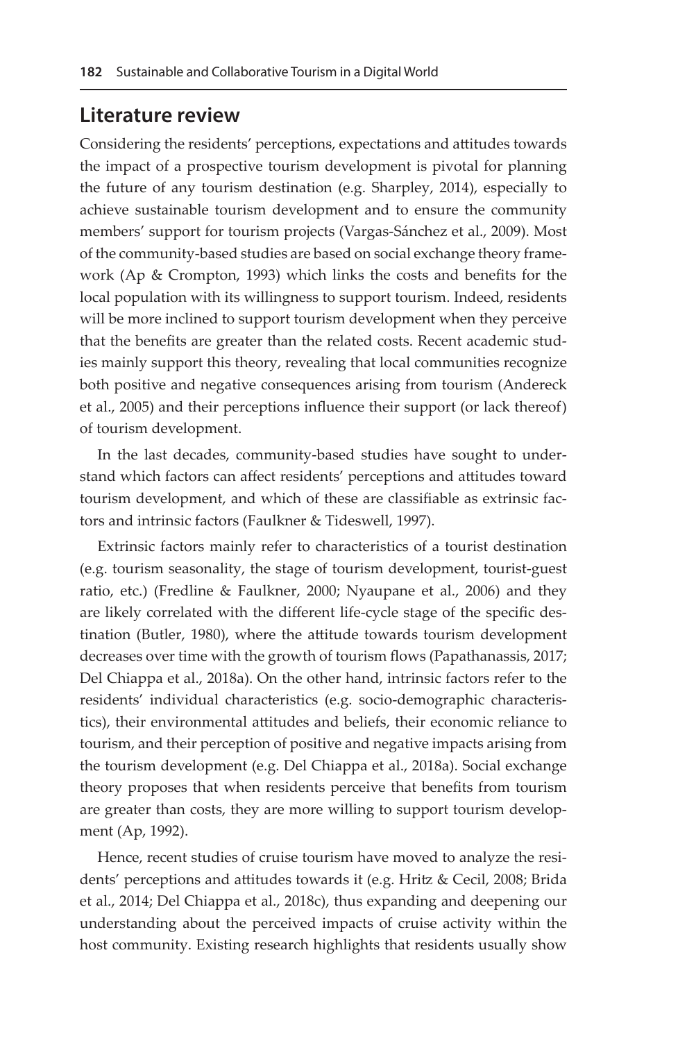## Literature review

Considering the residents' perceptions, expectations and attitudes towards the impact of a prospective tourism development is pivotal for planning the future of any tourism destination (e.g. Sharpley, 2014), especially to achieve sustainable tourism development and to ensure the community members' support for tourism projects (Vargas-Sánchez et al., 2009). Most of the community-based studies are based on social exchange theory framework (Ap & Crompton, 1993) which links the costs and benefits for the local population with its willingness to support tourism. Indeed, residents will be more inclined to support tourism development when they perceive that the benefits are greater than the related costs. Recent academic studies mainly support this theory, revealing that local communities recognize both positive and negative consequences arising from tourism (Andereck et al., 2005) and their perceptions influence their support (or lack thereof) of tourism development.

In the last decades, community-based studies have sought to understand which factors can affect residents' perceptions and attitudes toward tourism development, and which of these are classifiable as extrinsic factors and intrinsic factors (Faulkner & Tideswell, 1997).

Extrinsic factors mainly refer to characteristics of a tourist destination (e.g. tourism seasonality, the stage of tourism development, tourist-guest ratio, etc.) (Fredline & Faulkner, 2000; Nyaupane et al., 2006) and they are likely correlated with the different life-cycle stage of the specific destination (Butler, 1980), where the attitude towards tourism development decreases over time with the growth of tourism flows (Papathanassis, 2017; Del Chiappa et al., 2018a). On the other hand, intrinsic factors refer to the residents' individual characteristics (e.g. socio-demographic characteristics), their environmental attitudes and beliefs, their economic reliance to tourism, and their perception of positive and negative impacts arising from the tourism development (e.g. Del Chiappa et al., 2018a). Social exchange theory proposes that when residents perceive that benefits from tourism are greater than costs, they are more willing to support tourism development (Ap, 1992).

Hence, recent studies of cruise tourism have moved to analyze the residents' perceptions and attitudes towards it (e.g. Hritz & Cecil, 2008; Brida et al., 2014; Del Chiappa et al., 2018c), thus expanding and deepening our understanding about the perceived impacts of cruise activity within the host community. Existing research highlights that residents usually show